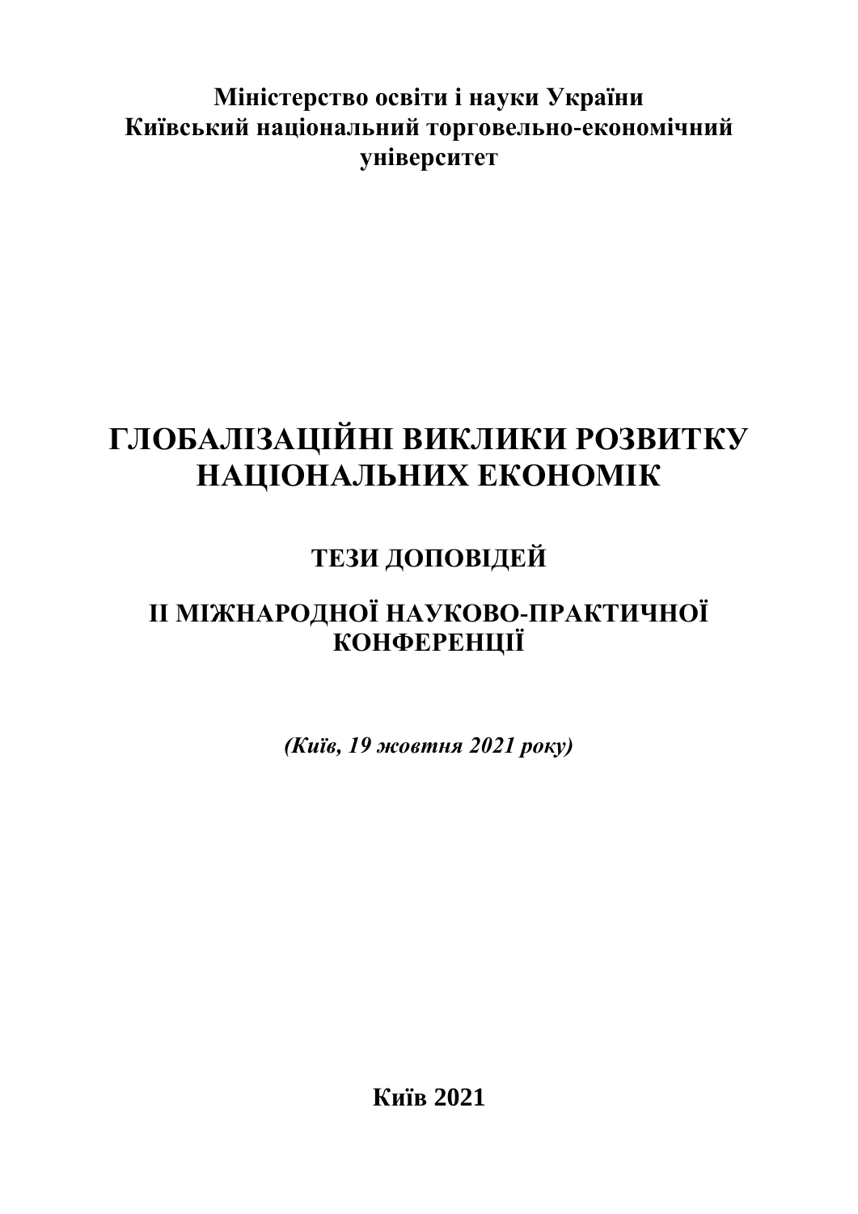**Міністерство освіти і науки України**
**Київський національний торговельно-економічний університет**

# ГЛОБАЛІЗАЦІЙНІ ВИКЛИКИ РОЗВИТКУ НАЦІОНАЛЬНИХ ЕКОНОМІК

## ТЕЗИ ДОПОВІДЕЙ

## ІІ МІЖНАРОДНОЇ НАУКОВО-ПРАКТИЧНОЇ КОНФЕРЕНЦІЇ

***(Київ, 19 жовтня 2021 року)***

**Київ 2021**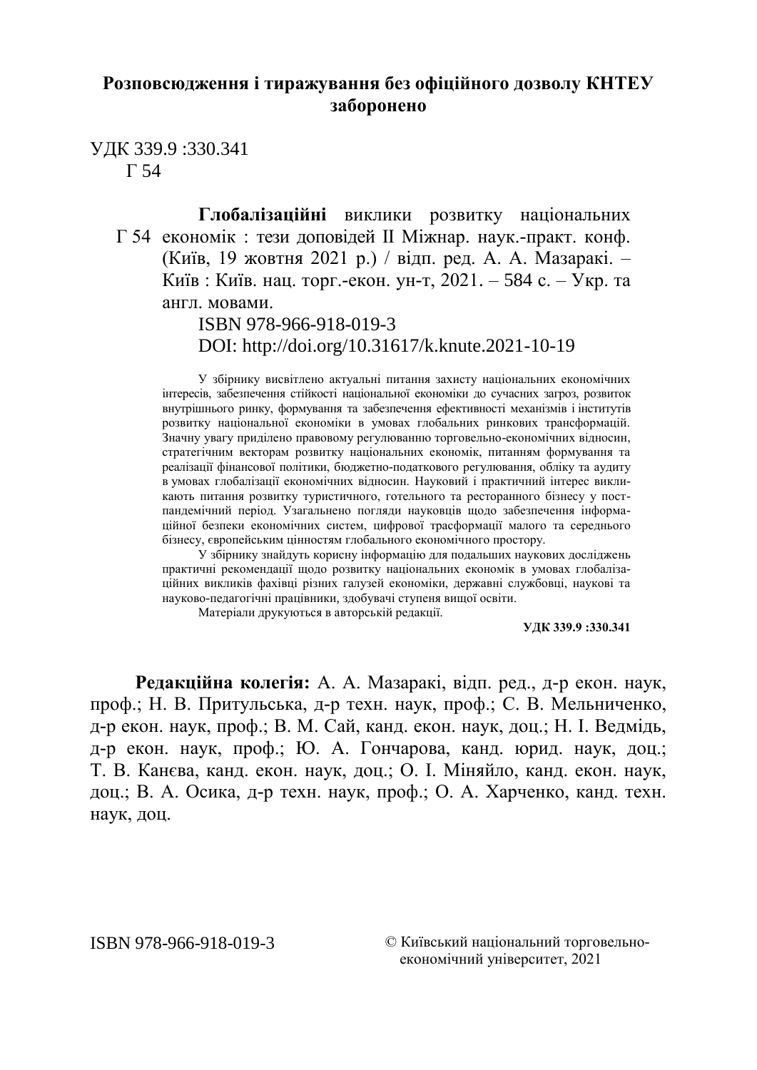**Розповсюдження і тиражування без офіційного дозволу КНТЕУ заборонено**

УДК 339.9 :330.341
Г 54

Г 54 **Глобалізаційні** виклики розвитку національних економік : тези доповідей ІІ Міжнар. наук.-практ. конф. (Київ, 19 жовтня 2021 р.) / відп. ред. А. А. Мазаракі. – Київ : Київ. нац. торг.-екон. ун-т, 2021. – 584 с. – Укр. та англ. мовами.

ISBN 978-966-918-019-3
DOI: http://doi.org/10.31617/k.knute.2021-10-19

У збірнику висвітлено актуальні питання захисту національних економічних інтересів, забезпечення стійкості національної економіки до сучасних загроз, розвиток внутрішнього ринку, формування та забезпечення ефективності механізмів і інститутів розвитку національної економіки в умовах глобальних ринкових трансформацій. Значну увагу приділено правовому регулюванню торговельно-економічних відносин, стратегічним векторам розвитку національних економік, питанням формування та реалізації фінансової політики, бюджетно-податкового регулювання, обліку та аудиту в умовах глобалізації економічних відносин. Науковий і практичний інтерес викликають питання розвитку туристичного, готельного та ресторанного бізнесу у постпандемічний період. Узагальнено погляди науковців щодо забезпечення інформаційної безпеки економічних систем, цифрової трасформації малого та середнього бізнесу, європейським цінностям глобального економічного простору.

У збірнику знайдуть корисну інформацію для подальших наукових досліджень практичні рекомендації щодо розвитку національних економік в умовах глобалізаційних викликів фахівці різних галузей економіки, державні службовці, наукові та науково-педагогічні працівники, здобувачі ступеня вищої освіти.

Матеріали друкуються в авторській редакції.

**УДК 339.9 :330.341**

**Редакційна колегія:** А. А. Мазаракі, відп. ред., д-р екон. наук, проф.; Н. В. Притульська, д-р техн. наук, проф.; С. В. Мельниченко, д-р екон. наук, проф.; В. М. Сай, канд. екон. наук, доц.; Н. І. Ведмідь, д-р екон. наук, проф.; Ю. А. Гончарова, канд. юрид. наук, доц.; Т. В. Канєва, канд. екон. наук, доц.; О. І. Міняйло, канд. екон. наук, доц.; В. А. Осика, д-р техн. наук, проф.; О. А. Харченко, канд. техн. наук, доц.

ISBN 978-966-918-019-3

© Київський національний торговельно-економічний університет, 2021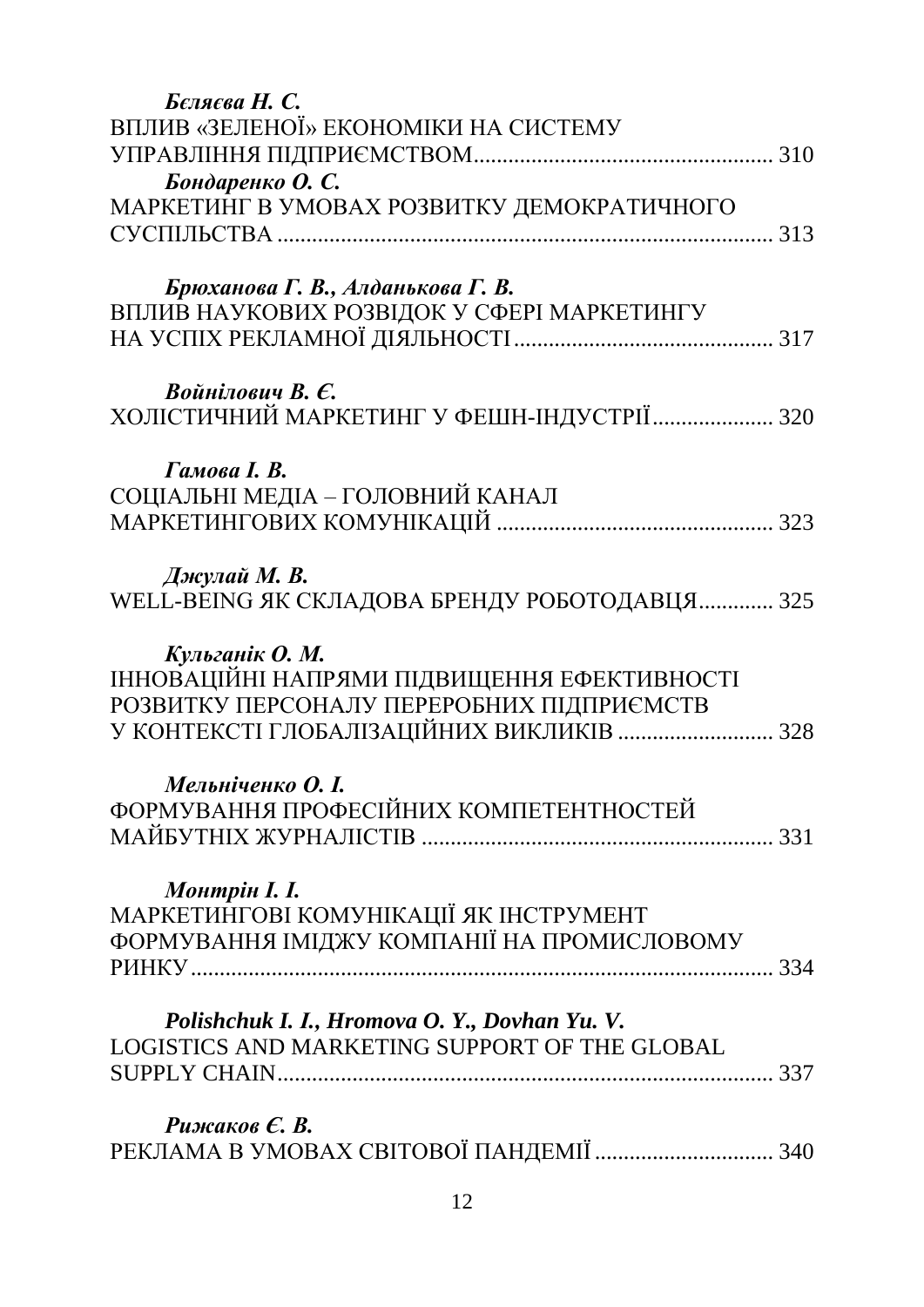*Бєляєва Н. С.*
ВПЛИВ «ЗЕЛЕНОЇ» ЕКОНОМІКИ НА СИСТЕМУ УПРАВЛІННЯ ПІДПРИЄМСТВОМ .................................................. 310

*Бондаренко О. С.*
МАРКЕТИНГ В УМОВАХ РОЗВИТКУ ДЕМОКРАТИЧНОГО СУСПІЛЬСТВА ....................................................................... 313

*Брюханова Г. В., Алданькова Г. В.*
ВПЛИВ НАУКОВИХ РОЗВІДОК У СФЕРІ МАРКЕТИНГУ НА УСПІХ РЕКЛАМНОЇ ДІЯЛЬНОСТІ ........................................... 317

*Войнілович В. Є.*
ХОЛІСТИЧНИЙ МАРКЕТИНГ У ФЕШН-ІНДУСТРІЇ .................... 320

*Гамова І. В.*
СОЦІАЛЬНІ МЕДІА – ГОЛОВНИЙ КАНАЛ МАРКЕТИНГОВИХ КОМУНІКАЦІЙ ............................................... 323

*Джулай М. В.*
WELL-BEING ЯК СКЛАДОВА БРЕНДУ РОБОТОДАВЦЯ ............. 325

*Кульганік О. М.*
ІННОВАЦІЙНІ НАПРЯМИ ПІДВИЩЕННЯ ЕФЕКТИВНОСТІ РОЗВИТКУ ПЕРСОНАЛУ ПЕРЕРОБНИХ ПІДПРИЄМСТВ У КОНТЕКСТІ ГЛОБАЛІЗАЦІЙНИХ ВИКЛИКІВ .......................... 328

*Мельніченко О. І.*
ФОРМУВАННЯ ПРОФЕСІЙНИХ КОМПЕТЕНТНОСТЕЙ МАЙБУТНІХ ЖУРНАЛІСТІВ ............................................................ 331

*Монтрін І. І.*
МАРКЕТИНГОВІ КОМУНІКАЦІЇ ЯК ІНСТРУМЕНТ ФОРМУВАННЯ ІМІДЖУ КОМПАНІЇ НА ПРОМИСЛОВОМУ РИНКУ ..................................................................................................... 334

*Polishchuk I. I., Hromova O. Y., Dovhan Yu. V.*
LOGISTICS AND MARKETING SUPPORT OF THE GLOBAL SUPPLY CHAIN ...................................................................................... 337

*Рижаков Є. В.*
РЕКЛАМА В УМОВАХ СВІТОВОЇ ПАНДЕМІЇ ............................... 340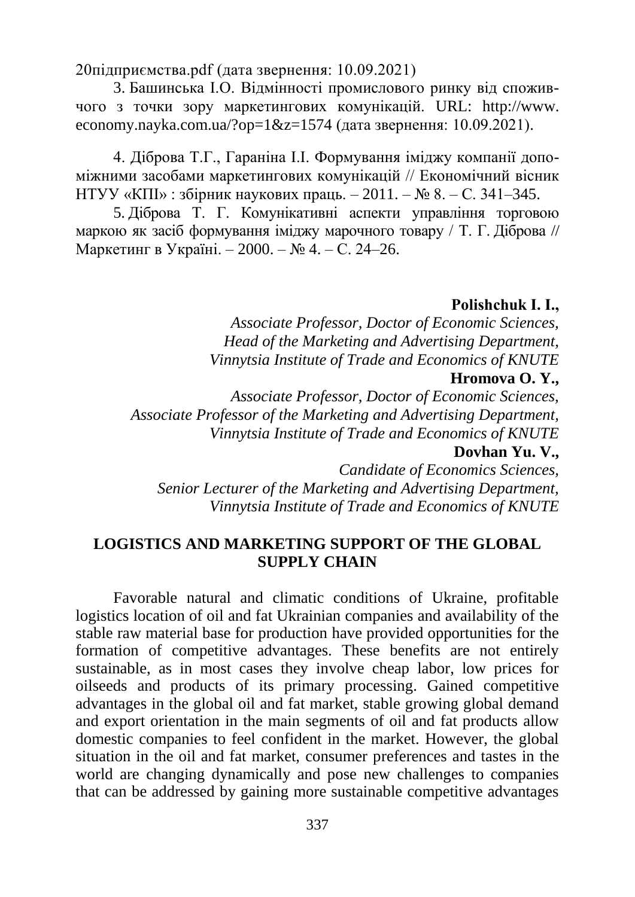20підприємства.pdf (дата звернення: 10.09.2021)

3. Башинська І.О. Відмінності промислового ринку від споживчого з точки зору маркетингових комунікацій. URL: http://www.economy.nayka.com.ua/?op=1&z=1574 (дата звернення: 10.09.2021).

4. Діброва Т.Г., Гараніна І.І. Формування іміджу компанії допоміжними засобами маркетингових комунікацій // Економічний вісник НТУУ «КПІ» : збірник наукових праць. – 2011. – № 8. – С. 341–345.

5. Діброва Т. Г. Комунікативні аспекти управління торговою маркою як засіб формування іміджу марочного товару / Т. Г. Діброва // Маркетинг в Україні. – 2000. – № 4. – С. 24–26.

**Polishchuk I. I.,**
*Associate Professor, Doctor of Economic Sciences,*
*Head of the Marketing and Advertising Department,*
*Vinnytsia Institute of Trade and Economics of KNUTE*

**Hromova O. Y.,**
*Associate Professor, Doctor of Economic Sciences,*
*Associate Professor of the Marketing and Advertising Department,*
*Vinnytsia Institute of Trade and Economics of KNUTE*

**Dovhan Yu. V.,**
*Candidate of Economics Sciences,*
*Senior Lecturer of the Marketing and Advertising Department,*
*Vinnytsia Institute of Trade and Economics of KNUTE*

## LOGISTICS AND MARKETING SUPPORT OF THE GLOBAL SUPPLY CHAIN

Favorable natural and climatic conditions of Ukraine, profitable logistics location of oil and fat Ukrainian companies and availability of the stable raw material base for production have provided opportunities for the formation of competitive advantages. These benefits are not entirely sustainable, as in most cases they involve cheap labor, low prices for oilseeds and products of its primary processing. Gained competitive advantages in the global oil and fat market, stable growing global demand and export orientation in the main segments of oil and fat products allow domestic companies to feel confident in the market. However, the global situation in the oil and fat market, consumer preferences and tastes in the world are changing dynamically and pose new challenges to companies that can be addressed by gaining more sustainable competitive advantages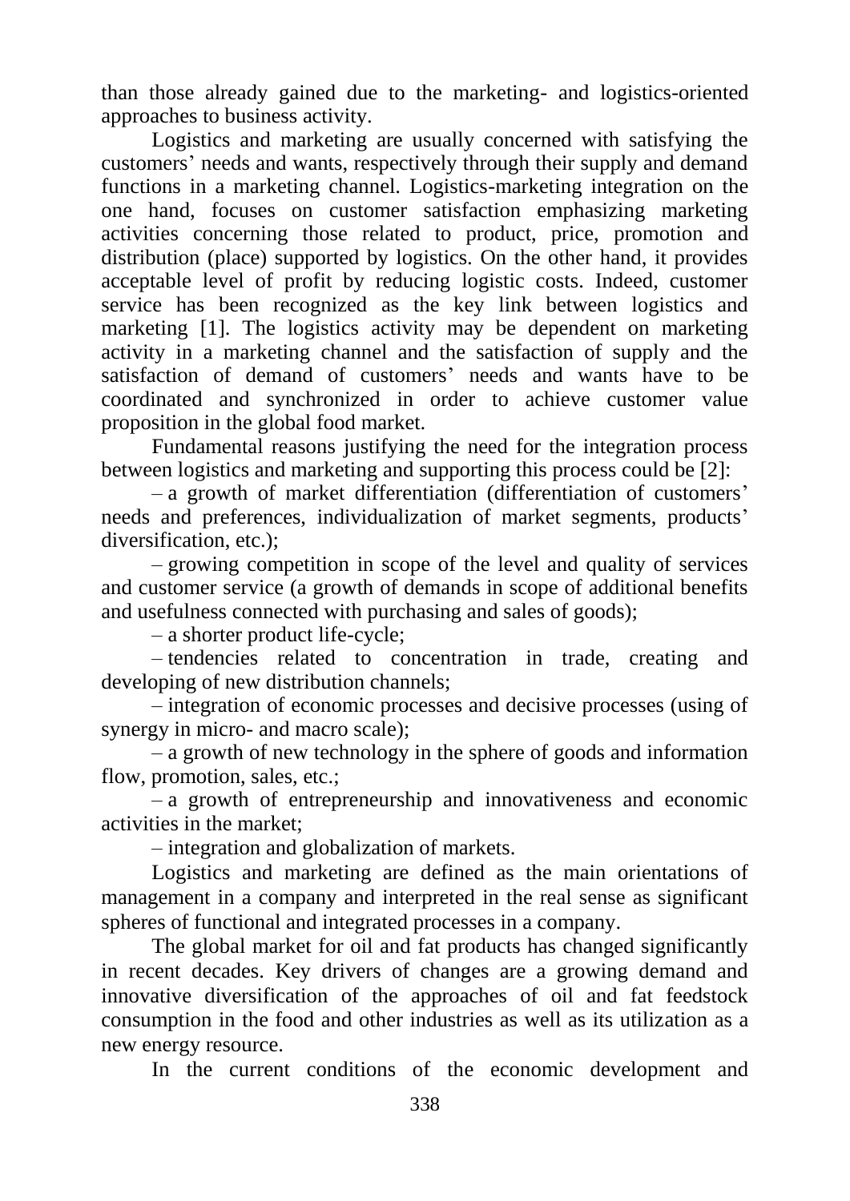than those already gained due to the marketing- and logistics-oriented approaches to business activity.

Logistics and marketing are usually concerned with satisfying the customers' needs and wants, respectively through their supply and demand functions in a marketing channel. Logistics-marketing integration on the one hand, focuses on customer satisfaction emphasizing marketing activities concerning those related to product, price, promotion and distribution (place) supported by logistics. On the other hand, it provides acceptable level of profit by reducing logistic costs. Indeed, customer service has been recognized as the key link between logistics and marketing [1]. The logistics activity may be dependent on marketing activity in a marketing channel and the satisfaction of supply and the satisfaction of demand of customers' needs and wants have to be coordinated and synchronized in order to achieve customer value proposition in the global food market.

Fundamental reasons justifying the need for the integration process between logistics and marketing and supporting this process could be [2]:

– a growth of market differentiation (differentiation of customers' needs and preferences, individualization of market segments, products' diversification, etc.);

– growing competition in scope of the level and quality of services and customer service (a growth of demands in scope of additional benefits and usefulness connected with purchasing and sales of goods);

– a shorter product life-cycle;

– tendencies related to concentration in trade, creating and developing of new distribution channels;

– integration of economic processes and decisive processes (using of synergy in micro- and macro scale);

– a growth of new technology in the sphere of goods and information flow, promotion, sales, etc.;

– a growth of entrepreneurship and innovativeness and economic activities in the market;

– integration and globalization of markets.

Logistics and marketing are defined as the main orientations of management in a company and interpreted in the real sense as significant spheres of functional and integrated processes in a company.

The global market for oil and fat products has changed significantly in recent decades. Key drivers of changes are a growing demand and innovative diversification of the approaches of oil and fat feedstock consumption in the food and other industries as well as its utilization as a new energy resource.

In the current conditions of the economic development and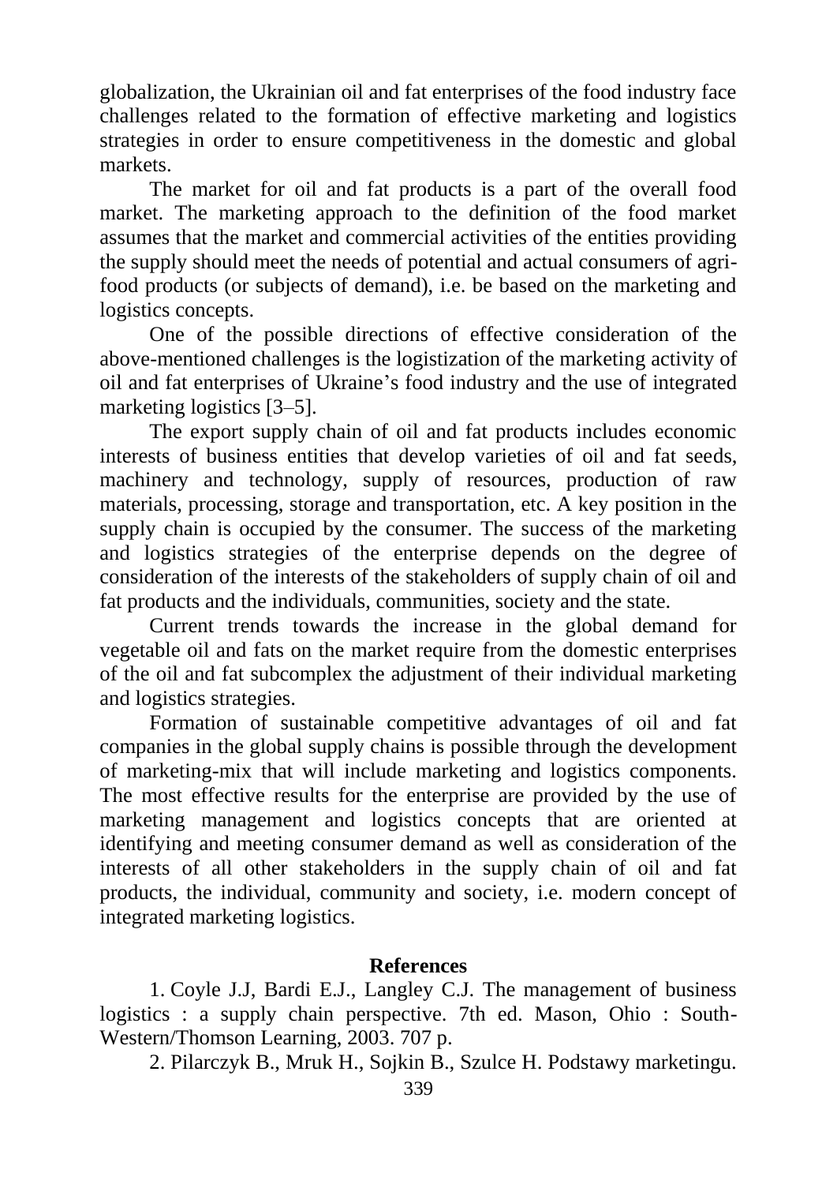globalization, the Ukrainian oil and fat enterprises of the food industry face challenges related to the formation of effective marketing and logistics strategies in order to ensure competitiveness in the domestic and global markets.

The market for oil and fat products is a part of the overall food market. The marketing approach to the definition of the food market assumes that the market and commercial activities of the entities providing the supply should meet the needs of potential and actual consumers of agri-food products (or subjects of demand), i.e. be based on the marketing and logistics concepts.

One of the possible directions of effective consideration of the above-mentioned challenges is the logistization of the marketing activity of oil and fat enterprises of Ukraine's food industry and the use of integrated marketing logistics [3–5].

The export supply chain of oil and fat products includes economic interests of business entities that develop varieties of oil and fat seeds, machinery and technology, supply of resources, production of raw materials, processing, storage and transportation, etc. A key position in the supply chain is occupied by the consumer. The success of the marketing and logistics strategies of the enterprise depends on the degree of consideration of the interests of the stakeholders of supply chain of oil and fat products and the individuals, communities, society and the state.

Current trends towards the increase in the global demand for vegetable oil and fats on the market require from the domestic enterprises of the oil and fat subcomplex the adjustment of their individual marketing and logistics strategies.

Formation of sustainable competitive advantages of oil and fat companies in the global supply chains is possible through the development of marketing-mix that will include marketing and logistics components. The most effective results for the enterprise are provided by the use of marketing management and logistics concepts that are oriented at identifying and meeting consumer demand as well as consideration of the interests of all other stakeholders in the supply chain of oil and fat products, the individual, community and society, i.e. modern concept of integrated marketing logistics.

## References

1. Coyle J.J, Bardi E.J., Langley C.J. The management of business logistics : a supply chain perspective. 7th ed. Mason, Ohio : South-Western/Thomson Learning, 2003. 707 p.

2. Pilarczyk B., Mruk H., Sojkin B., Szulce H. Podstawy marketingu.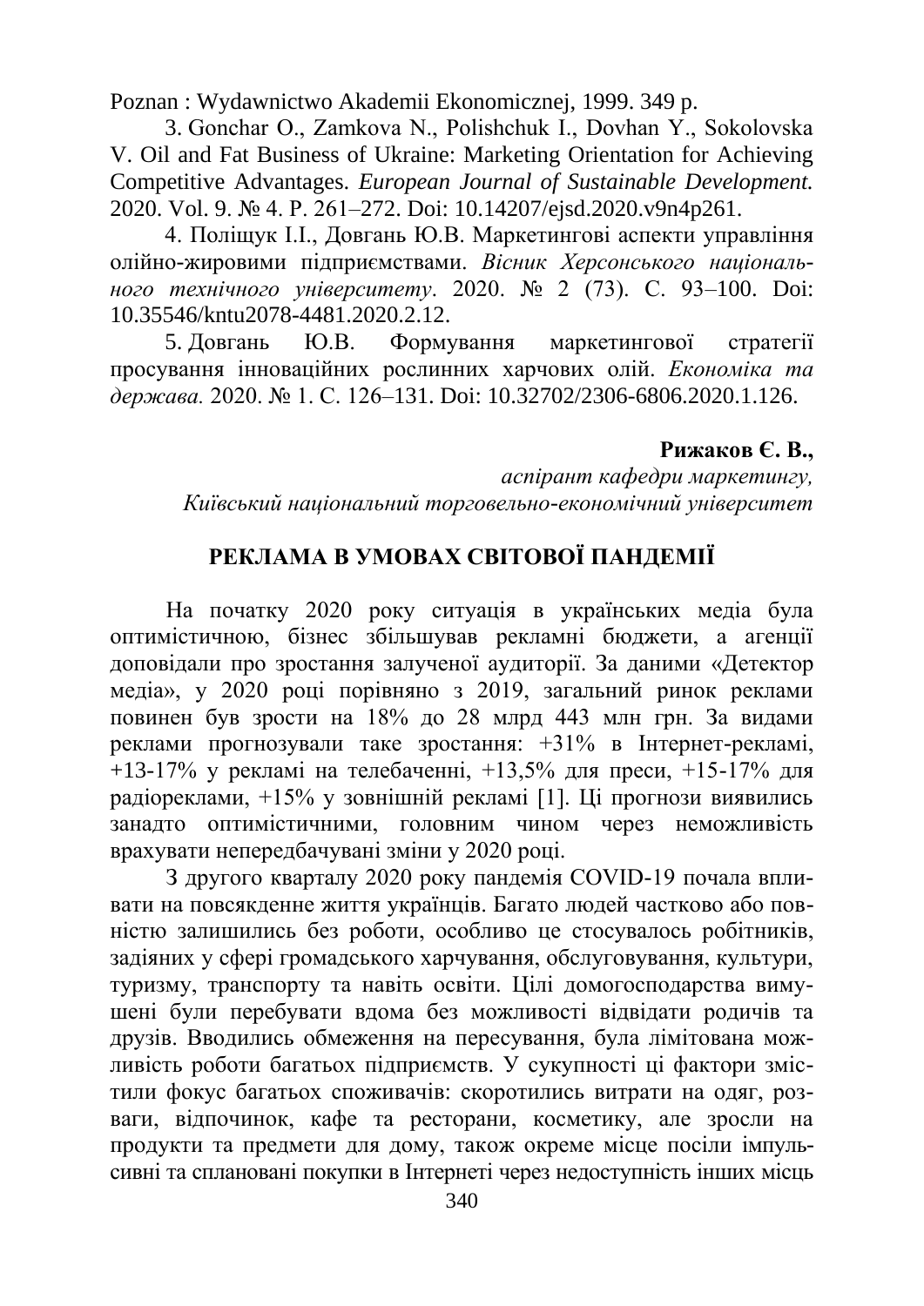Poznan : Wydawnictwo Akademii Ekonomicznej, 1999. 349 p.

3. Gonchar O., Zamkova N., Polishchuk I., Dovhan Y., Sokolovska V. Oil and Fat Business of Ukraine: Marketing Orientation for Achieving Competitive Advantages. *European Journal of Sustainable Development.* 2020. Vol. 9. № 4. P. 261–272. Doi: 10.14207/ejsd.2020.v9n4p261.

4. Поліщук І.І., Довгань Ю.В. Маркетингові аспекти управління олійно-жировими підприємствами. *Вісник Херсонського національного технічного університету*. 2020. № 2 (73). С. 93–100. Doi: 10.35546/kntu2078-4481.2020.2.12.

5. Довгань Ю.В. Формування маркетингової стратегії просування інноваційних рослинних харчових олій. *Економіка та держава.* 2020. № 1. С. 126–131. Doi: 10.32702/2306-6806.2020.1.126.

**Рижаков Є. В.,**
*аспірант кафедри маркетингу,*
*Київський національний торговельно-економічний університет*

## РЕКЛАМА В УМОВАХ СВІТОВОЇ ПАНДЕМІЇ

На початку 2020 року ситуація в українських медіа була оптимістичною, бізнес збільшував рекламні бюджети, а агенції доповідали про зростання залученої аудиторії. За даними «Детектор медіа», у 2020 році порівняно з 2019, загальний ринок реклами повинен був зрости на 18% до 28 млрд 443 млн грн. За видами реклами прогнозували таке зростання: +31% в Інтернет-рекламі, +13-17% у рекламі на телебаченні, +13,5% для преси, +15-17% для радіореклами, +15% у зовнішній рекламі [1]. Ці прогнози виявились занадто оптимістичними, головним чином через неможливість врахувати непередбачувані зміни у 2020 році.

З другого кварталу 2020 року пандемія COVID-19 почала впливати на повсякдення життя українців. Багато людей частково або повністю залишились без роботи, особливо це стосувалось робітників, задіяних у сфері громадського харчування, обслуговування, культури, туризму, транспорту та навіть освіти. Цілі домогосподарства вимушені були перебувати вдома без можливості відвідати родичів та друзів. Вводились обмеження на пересування, була лімітована можливість роботи багатьох підприємств. У сукупності ці фактори змістили фокус багатьох споживачів: скоротились витрати на одяг, розваги, відпочинок, кафе та ресторани, косметику, але зросли на продукти та предмети для дому, також окреме місце посіли імпульсивні та сплановані покупки в Інтернеті через недоступність інших місць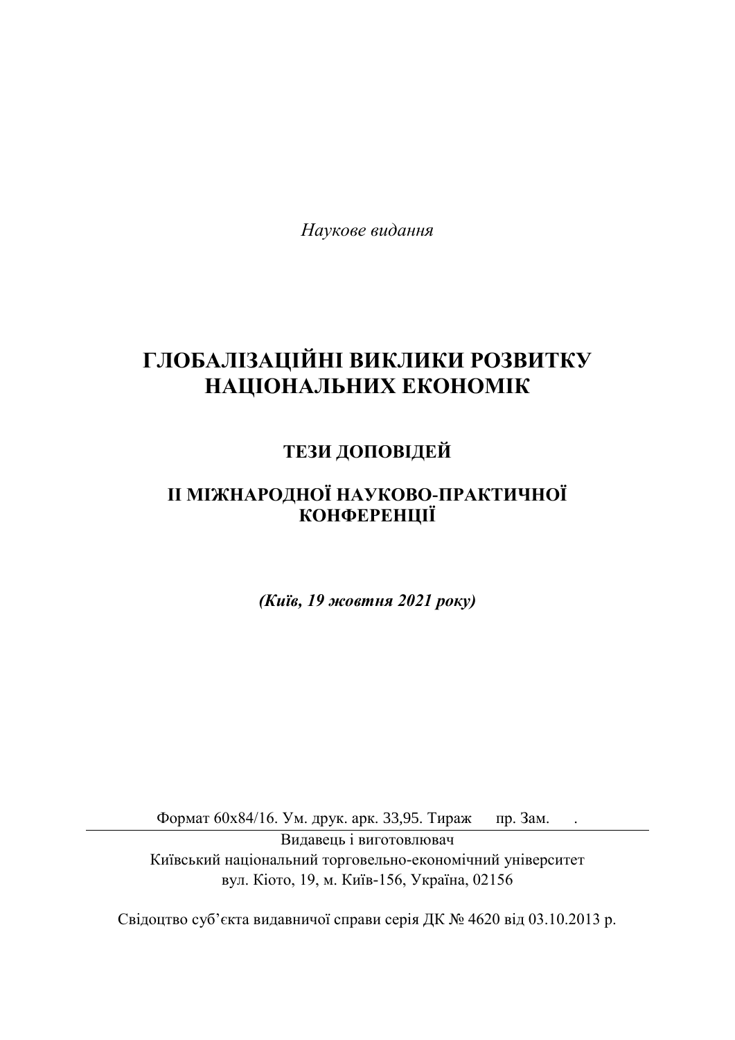*Наукове видання*

# ГЛОБАЛІЗАЦІЙНІ ВИКЛИКИ РОЗВИТКУ НАЦІОНАЛЬНИХ ЕКОНОМІК

## ТЕЗИ ДОПОВІДЕЙ

## ІІ МІЖНАРОДНОЇ НАУКОВО-ПРАКТИЧНОЇ КОНФЕРЕНЦІЇ

***(Київ, 19 жовтня 2021 року)***

Формат 60х84/16. Ум. друк. арк. 33,95. Тираж пр. Зам. .

---

Видавець і виготовлювач
Київський національний торговельно-економічний університет
вул. Кіото, 19, м. Київ-156, Україна, 02156

Свідоцтво суб'єкта видавничої справи серія ДК № 4620 від 03.10.2013 р.